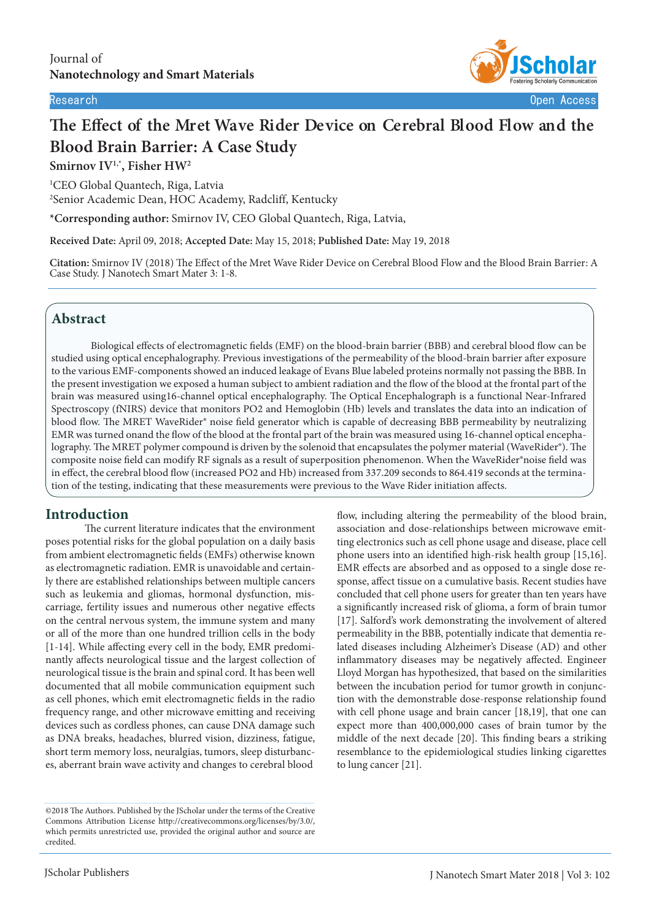Journal of
**Nanotechnology and Smart Materials**

Research | Open Access

# The Effect of the Mret Wave Rider Device on Cerebral Blood Flow and the Blood Brain Barrier: A Case Study

**Smirnov IV[1,*], Fisher HW[2]**

[1]CEO Global Quantech, Riga, Latvia
[2]Senior Academic Dean, HOC Academy, Radcliff, Kentucky

***Corresponding author:** Smirnov IV, CEO Global Quantech, Riga, Latvia,

**Received Date:** April 09, 2018; **Accepted Date:** May 15, 2018; **Published Date:** May 19, 2018

**Citation:** Smirnov IV (2018) The Effect of the Mret Wave Rider Device on Cerebral Blood Flow and the Blood Brain Barrier: A Case Study. J Nanotech Smart Mater 3: 1-8.

## Abstract

Biological effects of electromagnetic fields (EMF) on the blood-brain barrier (BBB) and cerebral blood flow can be studied using optical encephalography. Previous investigations of the permeability of the blood-brain barrier after exposure to the various EMF-components showed an induced leakage of Evans Blue labeled proteins normally not passing the BBB. In the present investigation we exposed a human subject to ambient radiation and the flow of the blood at the frontal part of the brain was measured using16-channel optical encephalography. The Optical Encephalograph is a functional Near-Infrared Spectroscopy (fNIRS) device that monitors PO2 and Hemoglobin (Hb) levels and translates the data into an indication of blood flow. The MRET WaveRider® noise field generator which is capable of decreasing BBB permeability by neutralizing EMR was turned onand the flow of the blood at the frontal part of the brain was measured using 16-channel optical encephalography. The MRET polymer compound is driven by the solenoid that encapsulates the polymer material (WaveRider®). The composite noise field can modify RF signals as a result of superposition phenomenon. When the WaveRider®noise field was in effect, the cerebral blood flow (increased PO2 and Hb) increased from 337.209 seconds to 864.419 seconds at the termination of the testing, indicating that these measurements were previous to the Wave Rider initiation affects.

## Introduction

The current literature indicates that the environment poses potential risks for the global population on a daily basis from ambient electromagnetic fields (EMFs) otherwise known as electromagnetic radiation. EMR is unavoidable and certainly there are established relationships between multiple cancers such as leukemia and gliomas, hormonal dysfunction, miscarriage, fertility issues and numerous other negative effects on the central nervous system, the immune system and many or all of the more than one hundred trillion cells in the body [1-14]. While affecting every cell in the body, EMR predominantly affects neurological tissue and the largest collection of neurological tissue is the brain and spinal cord. It has been well documented that all mobile communication equipment such as cell phones, which emit electromagnetic fields in the radio frequency range, and other microwave emitting and receiving devices such as cordless phones, can cause DNA damage such as DNA breaks, headaches, blurred vision, dizziness, fatigue, short term memory loss, neuralgias, tumors, sleep disturbances, aberrant brain wave activity and changes to cerebral blood flow, including altering the permeability of the blood brain, association and dose-relationships between microwave emitting electronics such as cell phone usage and disease, place cell phone users into an identified high-risk health group [15,16]. EMR effects are absorbed and as opposed to a single dose response, affect tissue on a cumulative basis. Recent studies have concluded that cell phone users for greater than ten years have a significantly increased risk of glioma, a form of brain tumor [17]. Salford's work demonstrating the involvement of altered permeability in the BBB, potentially indicate that dementia related diseases including Alzheimer's Disease (AD) and other inflammatory diseases may be negatively affected. Engineer Lloyd Morgan has hypothesized, that based on the similarities between the incubation period for tumor growth in conjunction with the demonstrable dose-response relationship found with cell phone usage and brain cancer [18,19], that one can expect more than 400,000,000 cases of brain tumor by the middle of the next decade [20]. This finding bears a striking resemblance to the epidemiological studies linking cigarettes to lung cancer [21].

©2018 The Authors. Published by the JScholar under the terms of the Creative Commons Attribution License http://creativecommons.org/licenses/by/3.0/, which permits unrestricted use, provided the original author and source are credited.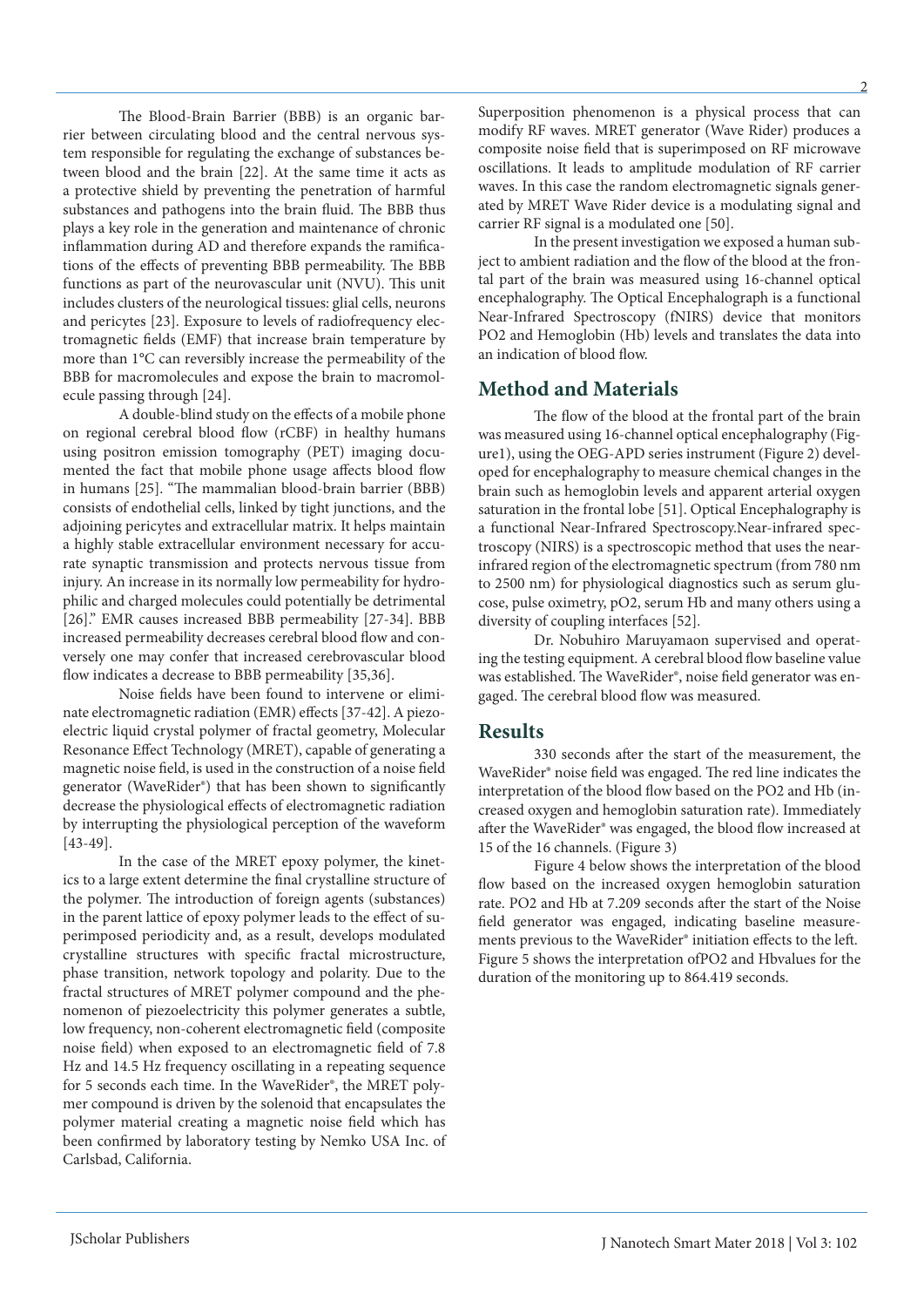The Blood-Brain Barrier (BBB) is an organic barrier between circulating blood and the central nervous system responsible for regulating the exchange of substances between blood and the brain [22]. At the same time it acts as a protective shield by preventing the penetration of harmful substances and pathogens into the brain fluid. The BBB thus plays a key role in the generation and maintenance of chronic inflammation during AD and therefore expands the ramifications of the effects of preventing BBB permeability. The BBB functions as part of the neurovascular unit (NVU). This unit includes clusters of the neurological tissues: glial cells, neurons and pericytes [23]. Exposure to levels of radiofrequency electromagnetic fields (EMF) that increase brain temperature by more than 1°C can reversibly increase the permeability of the BBB for macromolecules and expose the brain to macromolecule passing through [24].

A double-blind study on the effects of a mobile phone on regional cerebral blood flow (rCBF) in healthy humans using positron emission tomography (PET) imaging documented the fact that mobile phone usage affects blood flow in humans [25]. "The mammalian blood-brain barrier (BBB) consists of endothelial cells, linked by tight junctions, and the adjoining pericytes and extracellular matrix. It helps maintain a highly stable extracellular environment necessary for accurate synaptic transmission and protects nervous tissue from injury. An increase in its normally low permeability for hydrophilic and charged molecules could potentially be detrimental [26]." EMR causes increased BBB permeability [27-34]. BBB increased permeability decreases cerebral blood flow and conversely one may confer that increased cerebrovascular blood flow indicates a decrease to BBB permeability [35,36].

Noise fields have been found to intervene or eliminate electromagnetic radiation (EMR) effects [37-42]. A piezoelectric liquid crystal polymer of fractal geometry, Molecular Resonance Effect Technology (MRET), capable of generating a magnetic noise field, is used in the construction of a noise field generator (WaveRider®) that has been shown to significantly decrease the physiological effects of electromagnetic radiation by interrupting the physiological perception of the waveform [43-49].

In the case of the MRET epoxy polymer, the kinetics to a large extent determine the final crystalline structure of the polymer. The introduction of foreign agents (substances) in the parent lattice of epoxy polymer leads to the effect of superimposed periodicity and, as a result, develops modulated crystalline structures with specific fractal microstructure, phase transition, network topology and polarity. Due to the fractal structures of MRET polymer compound and the phenomenon of piezoelectricity this polymer generates a subtle, low frequency, non-coherent electromagnetic field (composite noise field) when exposed to an electromagnetic field of 7.8 Hz and 14.5 Hz frequency oscillating in a repeating sequence for 5 seconds each time. In the WaveRider®, the MRET polymer compound is driven by the solenoid that encapsulates the polymer material creating a magnetic noise field which has been confirmed by laboratory testing by Nemko USA Inc. of Carlsbad, California.

Superposition phenomenon is a physical process that can modify RF waves. MRET generator (Wave Rider) produces a composite noise field that is superimposed on RF microwave oscillations. It leads to amplitude modulation of RF carrier waves. In this case the random electromagnetic signals generated by MRET Wave Rider device is a modulating signal and carrier RF signal is a modulated one [50].

In the present investigation we exposed a human subject to ambient radiation and the flow of the blood at the frontal part of the brain was measured using 16-channel optical encephalography. The Optical Encephalograph is a functional Near-Infrared Spectroscopy (fNIRS) device that monitors PO2 and Hemoglobin (Hb) levels and translates the data into an indication of blood flow.

## Method and Materials

The flow of the blood at the frontal part of the brain was measured using 16-channel optical encephalography (Figure1), using the OEG-APD series instrument (Figure 2) developed for encephalography to measure chemical changes in the brain such as hemoglobin levels and apparent arterial oxygen saturation in the frontal lobe [51]. Optical Encephalography is a functional Near-Infrared Spectroscopy.Near-infrared spectroscopy (NIRS) is a spectroscopic method that uses the near-infrared region of the electromagnetic spectrum (from 780 nm to 2500 nm) for physiological diagnostics such as serum glucose, pulse oximetry, pO2, serum Hb and many others using a diversity of coupling interfaces [52].

Dr. Nobuhiro Maruyamaon supervised and operating the testing equipment. A cerebral blood flow baseline value was established. The WaveRider®, noise field generator was engaged. The cerebral blood flow was measured.

## Results

330 seconds after the start of the measurement, the WaveRider® noise field was engaged. The red line indicates the interpretation of the blood flow based on the PO2 and Hb (increased oxygen and hemoglobin saturation rate). Immediately after the WaveRider® was engaged, the blood flow increased at 15 of the 16 channels. (Figure 3)

Figure 4 below shows the interpretation of the blood flow based on the increased oxygen hemoglobin saturation rate. PO2 and Hb at 7.209 seconds after the start of the Noise field generator was engaged, indicating baseline measurements previous to the WaveRider® initiation effects to the left. Figure 5 shows the interpretation ofPO2 and Hbvalues for the duration of the monitoring up to 864.419 seconds.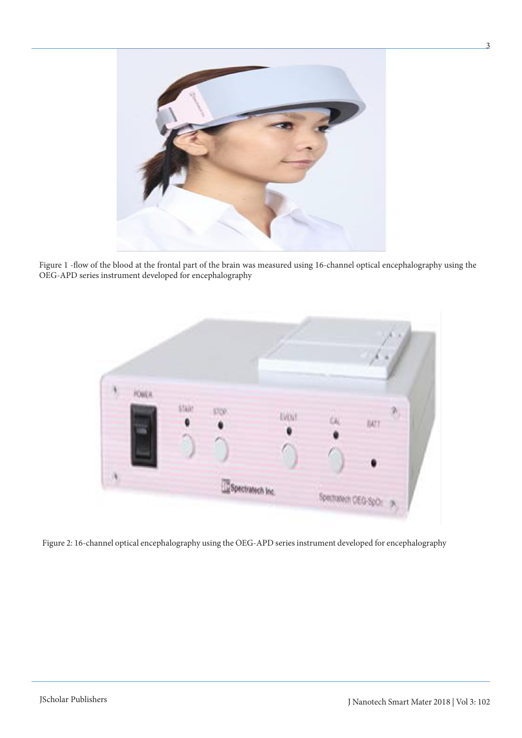Figure 1 -flow of the blood at the frontal part of the brain was measured using 16-channel optical encephalography using the OEG-APD series instrument developed for encephalography

Figure 2: 16-channel optical encephalography using the OEG-APD series instrument developed for encephalography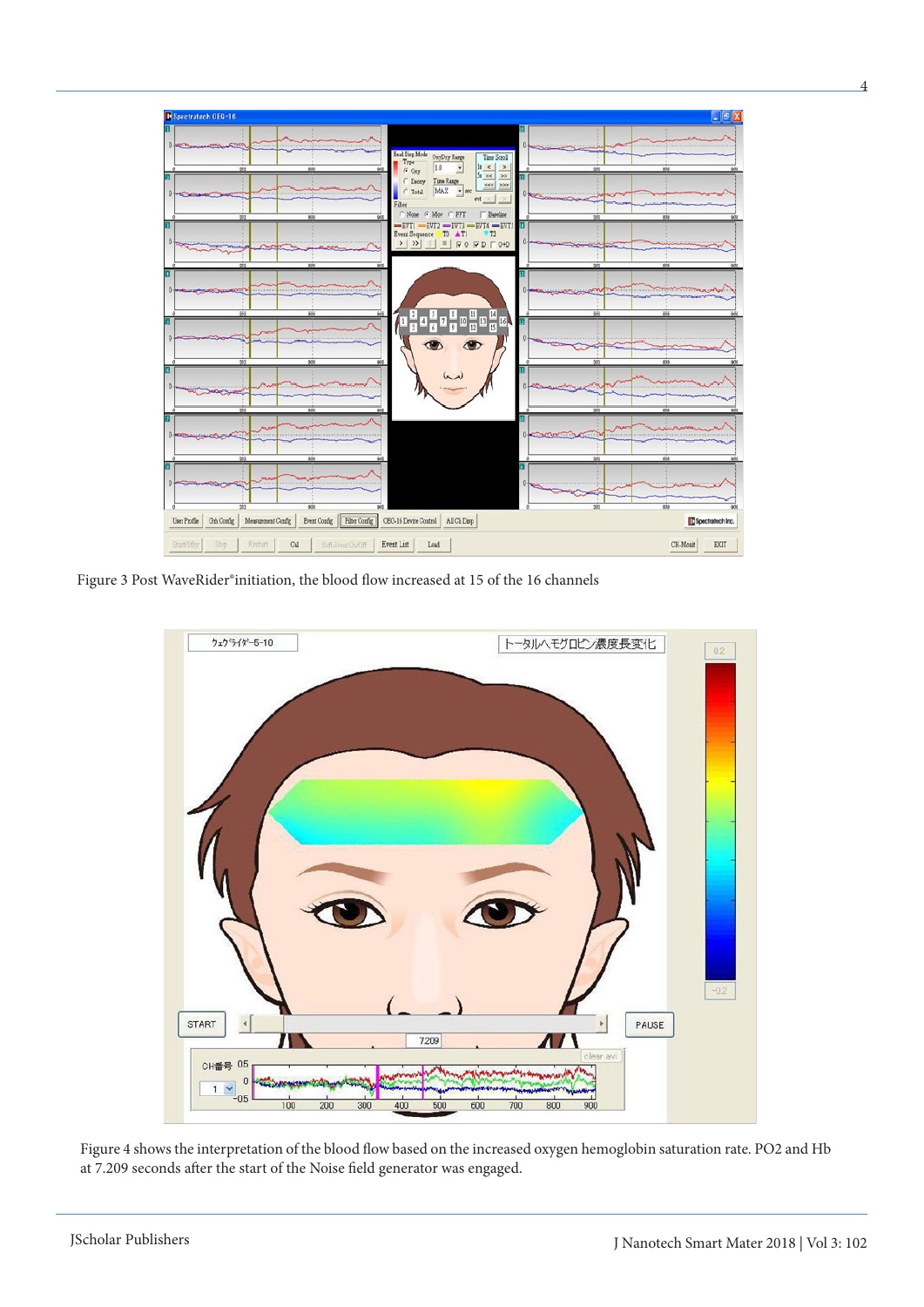Figure 3 Post WaveRider®initiation, the blood flow increased at 15 of the 16 channels

Figure 4 shows the interpretation of the blood flow based on the increased oxygen hemoglobin saturation rate. PO2 and Hb at 7.209 seconds after the start of the Noise field generator was engaged.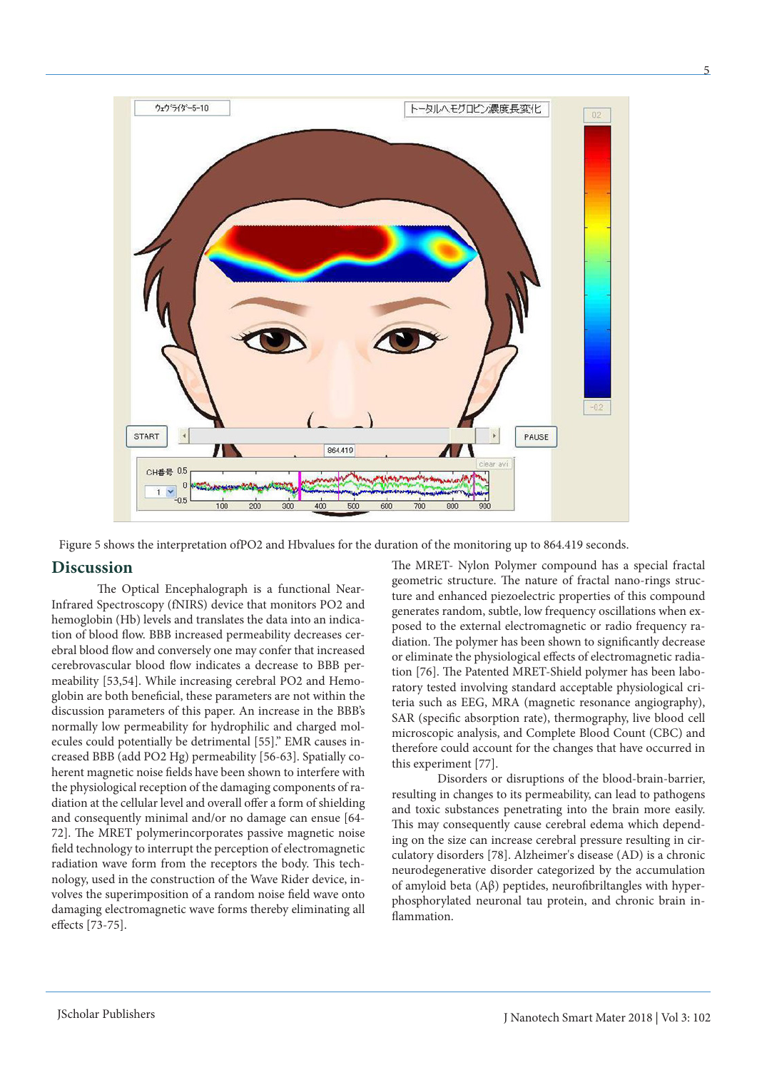Figure 5 shows the interpretation ofPO2 and Hbvalues for the duration of the monitoring up to 864.419 seconds.

## Discussion

The Optical Encephalograph is a functional Near-Infrared Spectroscopy (fNIRS) device that monitors PO2 and hemoglobin (Hb) levels and translates the data into an indication of blood flow. BBB increased permeability decreases cerebral blood flow and conversely one may confer that increased cerebrovascular blood flow indicates a decrease to BBB permeability [53,54]. While increasing cerebral PO2 and Hemoglobin are both beneficial, these parameters are not within the discussion parameters of this paper. An increase in the BBB's normally low permeability for hydrophilic and charged molecules could potentially be detrimental [55]." EMR causes increased BBB (add PO2 Hg) permeability [56-63]. Spatially coherent magnetic noise fields have been shown to interfere with the physiological reception of the damaging components of radiation at the cellular level and overall offer a form of shielding and consequently minimal and/or no damage can ensue [64-72]. The MRET polymerincorporates passive magnetic noise field technology to interrupt the perception of electromagnetic radiation wave form from the receptors the body. This technology, used in the construction of the Wave Rider device, involves the superimposition of a random noise field wave onto damaging electromagnetic wave forms thereby eliminating all effects [73-75].

The MRET- Nylon Polymer compound has a special fractal geometric structure. The nature of fractal nano-rings structure and enhanced piezoelectric properties of this compound generates random, subtle, low frequency oscillations when exposed to the external electromagnetic or radio frequency radiation. The polymer has been shown to significantly decrease or eliminate the physiological effects of electromagnetic radiation [76]. The Patented MRET-Shield polymer has been laboratory tested involving standard acceptable physiological criteria such as EEG, MRA (magnetic resonance angiography), SAR (specific absorption rate), thermography, live blood cell microscopic analysis, and Complete Blood Count (CBC) and therefore could account for the changes that have occurred in this experiment [77].

Disorders or disruptions of the blood-brain-barrier, resulting in changes to its permeability, can lead to pathogens and toxic substances penetrating into the brain more easily. This may consequently cause cerebral edema which depending on the size can increase cerebral pressure resulting in circulatory disorders [78]. Alzheimer's disease (AD) is a chronic neurodegenerative disorder categorized by the accumulation of amyloid beta (Aβ) peptides, neurofibriltangles with hyperphosphorylated neuronal tau protein, and chronic brain inflammation.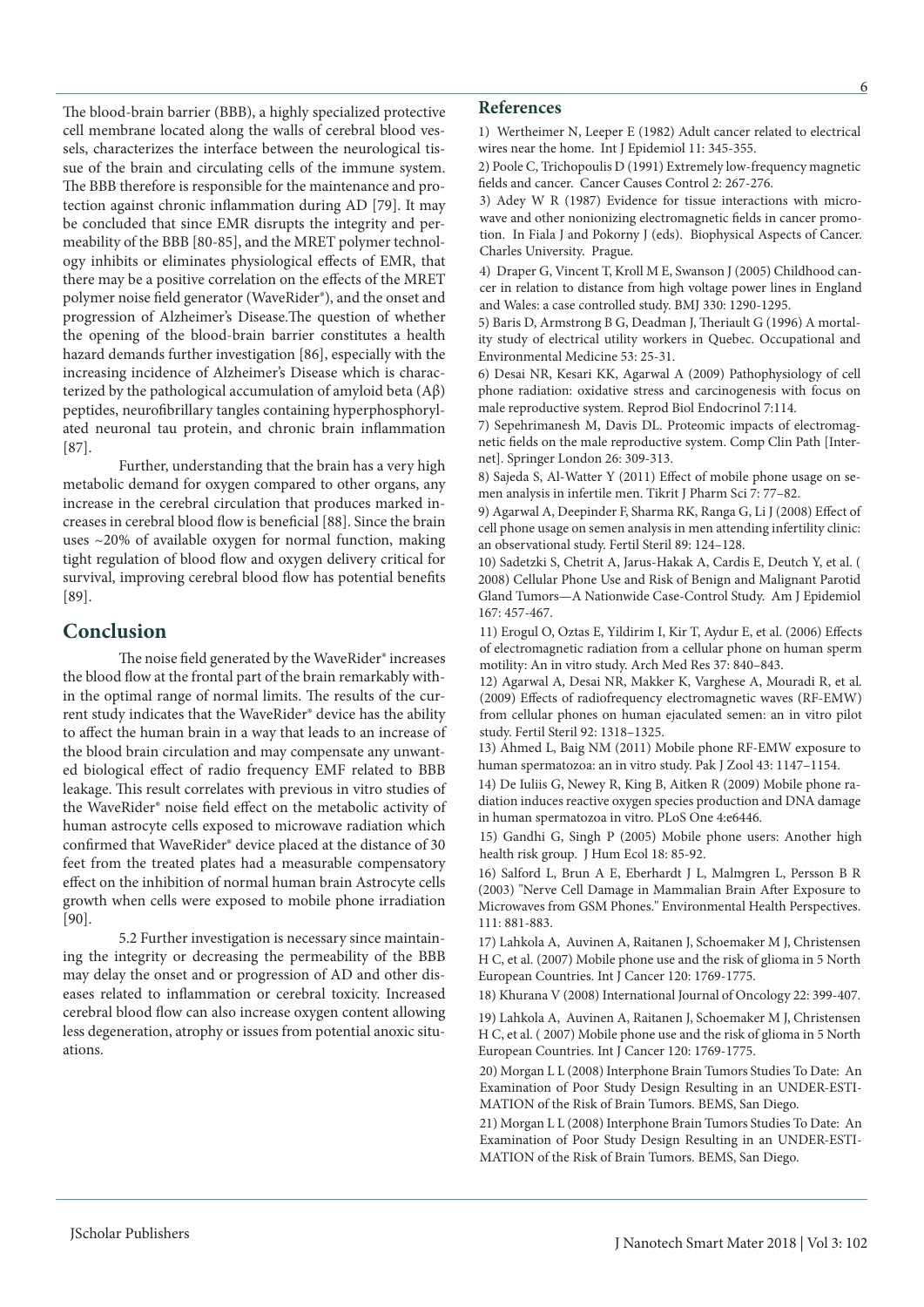The blood-brain barrier (BBB), a highly specialized protective cell membrane located along the walls of cerebral blood vessels, characterizes the interface between the neurological tissue of the brain and circulating cells of the immune system. The BBB therefore is responsible for the maintenance and protection against chronic inflammation during AD [79]. It may be concluded that since EMR disrupts the integrity and permeability of the BBB [80-85], and the MRET polymer technology inhibits or eliminates physiological effects of EMR, that there may be a positive correlation on the effects of the MRET polymer noise field generator (WaveRider®), and the onset and progression of Alzheimer's Disease.The question of whether the opening of the blood-brain barrier constitutes a health hazard demands further investigation [86], especially with the increasing incidence of Alzheimer's Disease which is characterized by the pathological accumulation of amyloid beta (Aβ) peptides, neurofibrillary tangles containing hyperphosphorylated neuronal tau protein, and chronic brain inflammation [87].

Further, understanding that the brain has a very high metabolic demand for oxygen compared to other organs, any increase in the cerebral circulation that produces marked increases in cerebral blood flow is beneficial [88]. Since the brain uses ~20% of available oxygen for normal function, making tight regulation of blood flow and oxygen delivery critical for survival, improving cerebral blood flow has potential benefits [89].

## Conclusion

The noise field generated by the WaveRider® increases the blood flow at the frontal part of the brain remarkably within the optimal range of normal limits. The results of the current study indicates that the WaveRider® device has the ability to affect the human brain in a way that leads to an increase of the blood brain circulation and may compensate any unwanted biological effect of radio frequency EMF related to BBB leakage. This result correlates with previous in vitro studies of the WaveRider® noise field effect on the metabolic activity of human astrocyte cells exposed to microwave radiation which confirmed that WaveRider® device placed at the distance of 30 feet from the treated plates had a measurable compensatory effect on the inhibition of normal human brain Astrocyte cells growth when cells were exposed to mobile phone irradiation [90].

5.2 Further investigation is necessary since maintaining the integrity or decreasing the permeability of the BBB may delay the onset and or progression of AD and other diseases related to inflammation or cerebral toxicity. Increased cerebral blood flow can also increase oxygen content allowing less degeneration, atrophy or issues from potential anoxic situations.

## References

1) Wertheimer N, Leeper E (1982) Adult cancer related to electrical wires near the home. Int J Epidemiol 11: 345-355.

2) Poole C, Trichopoulis D (1991) Extremely low-frequency magnetic fields and cancer. Cancer Causes Control 2: 267-276.

3) Adey W R (1987) Evidence for tissue interactions with microwave and other nonionizing electromagnetic fields in cancer promotion. In Fiala J and Pokorny J (eds). Biophysical Aspects of Cancer. Charles University. Prague.

4) Draper G, Vincent T, Kroll M E, Swanson J (2005) Childhood cancer in relation to distance from high voltage power lines in England and Wales: a case controlled study. BMJ 330: 1290-1295.

5) Baris D, Armstrong B G, Deadman J, Theriault G (1996) A mortality study of electrical utility workers in Quebec. Occupational and Environmental Medicine 53: 25-31.

6) Desai NR, Kesari KK, Agarwal A (2009) Pathophysiology of cell phone radiation: oxidative stress and carcinogenesis with focus on male reproductive system. Reprod Biol Endocrinol 7:114.

7) Sepehrimanesh M, Davis DL. Proteomic impacts of electromagnetic fields on the male reproductive system. Comp Clin Path [Internet]. Springer London 26: 309-313.

8) Sajeda S, Al-Watter Y (2011) Effect of mobile phone usage on semen analysis in infertile men. Tikrit J Pharm Sci 7: 77–82.

9) Agarwal A, Deepinder F, Sharma RK, Ranga G, Li J (2008) Effect of cell phone usage on semen analysis in men attending infertility clinic: an observational study. Fertil Steril 89: 124–128.

10) Sadetzki S, Chetrit A, Jarus-Hakak A, Cardis E, Deutch Y, et al. ( 2008) Cellular Phone Use and Risk of Benign and Malignant Parotid Gland Tumors—A Nationwide Case-Control Study. Am J Epidemiol 167: 457-467.

11) Erogul O, Oztas E, Yildirim I, Kir T, Aydur E, et al. (2006) Effects of electromagnetic radiation from a cellular phone on human sperm motility: An in vitro study. Arch Med Res 37: 840–843.

12) Agarwal A, Desai NR, Makker K, Varghese A, Mouradi R, et al. (2009) Effects of radiofrequency electromagnetic waves (RF-EMW) from cellular phones on human ejaculated semen: an in vitro pilot study. Fertil Steril 92: 1318–1325.

13) Ahmed L, Baig NM (2011) Mobile phone RF-EMW exposure to human spermatozoa: an in vitro study. Pak J Zool 43: 1147–1154.

14) De Iuliis G, Newey R, King B, Aitken R (2009) Mobile phone radiation induces reactive oxygen species production and DNA damage in human spermatozoa in vitro. PLoS One 4:e6446.

15) Gandhi G, Singh P (2005) Mobile phone users: Another high health risk group. J Hum Ecol 18: 85-92.

16) Salford L, Brun A E, Eberhardt J L, Malmgren L, Persson B R (2003) "Nerve Cell Damage in Mammalian Brain After Exposure to Microwaves from GSM Phones." Environmental Health Perspectives. 111: 881-883.

17) Lahkola A, Auvinen A, Raitanen J, Schoemaker M J, Christensen H C, et al. (2007) Mobile phone use and the risk of glioma in 5 North European Countries. Int J Cancer 120: 1769-1775.

18) Khurana V (2008) International Journal of Oncology 22: 399-407.

19) Lahkola A, Auvinen A, Raitanen J, Schoemaker M J, Christensen H C, et al. ( 2007) Mobile phone use and the risk of glioma in 5 North European Countries. Int J Cancer 120: 1769-1775.

20) Morgan L L (2008) Interphone Brain Tumors Studies To Date: An Examination of Poor Study Design Resulting in an UNDER-ESTIMATION of the Risk of Brain Tumors. BEMS, San Diego.

21) Morgan L L (2008) Interphone Brain Tumors Studies To Date: An Examination of Poor Study Design Resulting in an UNDER-ESTIMATION of the Risk of Brain Tumors. BEMS, San Diego.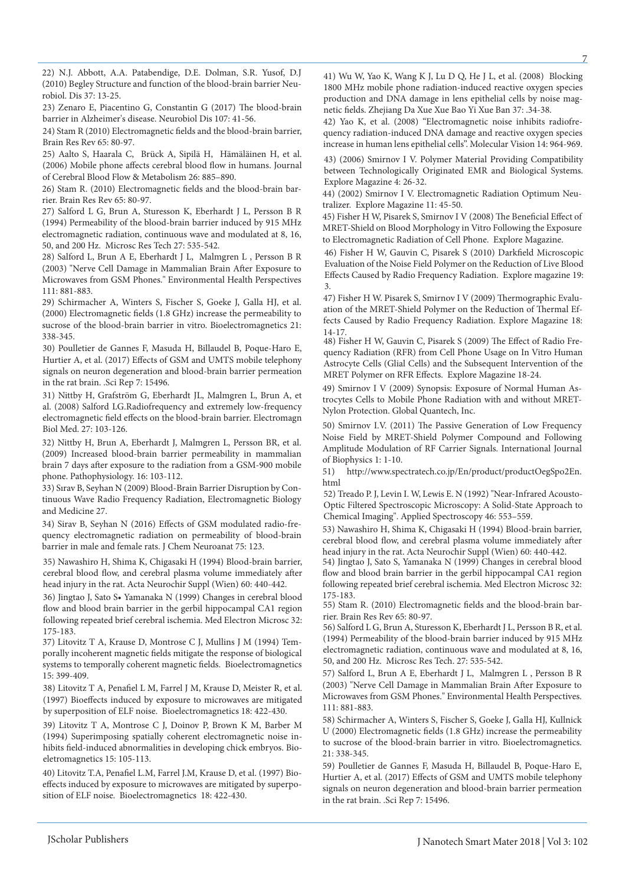22) N.J. Abbott, A.A. Patabendige, D.E. Dolman, S.R. Yusof, D.J (2010) Begley Structure and function of the blood-brain barrier Neurobiol. Dis 37: 13-25.

23) Zenaro E, Piacentino G, Constantin G (2017) The blood-brain barrier in Alzheimer's disease. Neurobiol Dis 107: 41-56.

24) Stam R (2010) Electromagnetic fields and the blood-brain barrier, Brain Res Rev 65: 80-97.

25) Aalto S, Haarala C, Brück A, Sipilä H, Hämäläinen H, et al. (2006) Mobile phone affects cerebral blood flow in humans. Journal of Cerebral Blood Flow & Metabolism 26: 885–890.

26) Stam R. (2010) Electromagnetic fields and the blood-brain barrier. Brain Res Rev 65: 80-97.

27) Salford L G, Brun A, Sturesson K, Eberhardt J L, Persson B R (1994) Permeability of the blood-brain barrier induced by 915 MHz electromagnetic radiation, continuous wave and modulated at 8, 16, 50, and 200 Hz. Microsc Res Tech 27: 535-542.

28) Salford L, Brun A E, Eberhardt J L, Malmgren L , Persson B R (2003) "Nerve Cell Damage in Mammalian Brain After Exposure to Microwaves from GSM Phones." Environmental Health Perspectives 111: 881-883.

29) Schirmacher A, Winters S, Fischer S, Goeke J, Galla HJ, et al. (2000) Electromagnetic fields (1.8 GHz) increase the permeability to sucrose of the blood-brain barrier in vitro. Bioelectromagnetics 21: 338-345.

30) Poulletier de Gannes F, Masuda H, Billaudel B, Poque-Haro E, Hurtier A, et al. (2017) Effects of GSM and UMTS mobile telephony signals on neuron degeneration and blood-brain barrier permeation in the rat brain. .Sci Rep 7: 15496.

31) Nittby H, Grafström G, Eberhardt JL, Malmgren L, Brun A, et al. (2008) Salford LG.Radiofrequency and extremely low-frequency electromagnetic field effects on the blood-brain barrier. Electromagn Biol Med. 27: 103-126.

32) Nittby H, Brun A, Eberhardt J, Malmgren L, Persson BR, et al. (2009) Increased blood-brain barrier permeability in mammalian brain 7 days after exposure to the radiation from a GSM-900 mobile phone. Pathophysiology. 16: 103-112.

33) Sırav B, Seyhan N (2009) Blood-Brain Barrier Disruption by Continuous Wave Radio Frequency Radiation, Electromagnetic Biology and Medicine 27.

34) Sirav B, Seyhan N (2016) Effects of GSM modulated radio-frequency electromagnetic radiation on permeability of blood-brain barrier in male and female rats. J Chem Neuroanat 75: 123.

35) Nawashiro H, Shima K, Chigasaki H (1994) Blood-brain barrier, cerebral blood flow, and cerebral plasma volume immediately after head injury in the rat. Acta Neurochir Suppl (Wien) 60: 440-442.

36) Jingtao J, Sato S• Yamanaka N (1999) Changes in cerebral blood flow and blood brain barrier in the gerbil hippocampal CA1 region following repeated brief cerebral ischemia. Med Electron Microsc 32: 175-183.

37) Litovitz T A, Krause D, Montrose C J, Mullins J M (1994) Temporally incoherent magnetic fields mitigate the response of biological systems to temporally coherent magnetic fields. Bioelectromagnetics 15: 399-409.

38) Litovitz T A, Penafiel L M, Farrel J M, Krause D, Meister R, et al. (1997) Bioeffects induced by exposure to microwaves are mitigated by superposition of ELF noise. Bioelectromagnetics 18: 422-430.

39) Litovitz T A, Montrose C J, Doinov P, Brown K M, Barber M (1994) Superimposing spatially coherent electromagnetic noise inhibits field-induced abnormalities in developing chick embryos. Bioeletromagnetics 15: 105-113.

40) Litovitz T.A, Penafiel L.M, Farrel J.M, Krause D, et al. (1997) Bioeffects induced by exposure to microwaves are mitigated by superposition of ELF noise. Bioelectromagnetics 18: 422-430.

41) Wu W, Yao K, Wang K J, Lu D Q, He J L, et al. (2008) Blocking 1800 MHz mobile phone radiation-induced reactive oxygen species production and DNA damage in lens epithelial cells by noise magnetic fields. Zhejiang Da Xue Xue Bao Yi Xue Ban 37: .34-38.

42) Yao K, et al. (2008) "Electromagnetic noise inhibits radiofrequency radiation-induced DNA damage and reactive oxygen species increase in human lens epithelial cells". Molecular Vision 14: 964-969.

43) (2006) Smirnov I V. Polymer Material Providing Compatibility between Technologically Originated EMR and Biological Systems. Explore Magazine 4: 26-32.

44) (2002) Smirnov I V. Electromagnetic Radiation Optimum Neutralizer. Explore Magazine 11: 45-50.

45) Fisher H W, Pisarek S, Smirnov I V (2008) The Beneficial Effect of MRET-Shield on Blood Morphology in Vitro Following the Exposure to Electromagnetic Radiation of Cell Phone. Explore Magazine.

46) Fisher H W, Gauvin C, Pisarek S (2010) Darkfield Microscopic Evaluation of the Noise Field Polymer on the Reduction of Live Blood Effects Caused by Radio Frequency Radiation. Explore magazine 19: 3.

47) Fisher H W. Pisarek S, Smirnov I V (2009) Thermographic Evaluation of the MRET-Shield Polymer on the Reduction of Thermal Effects Caused by Radio Frequency Radiation. Explore Magazine 18: 14-17.

48) Fisher H W, Gauvin C, Pisarek S (2009) The Effect of Radio Frequency Radiation (RFR) from Cell Phone Usage on In Vitro Human Astrocyte Cells (Glial Cells) and the Subsequent Intervention of the MRET Polymer on RFR Effects. Explore Magazine 18-24.

49) Smirnov I V (2009) Synopsis: Exposure of Normal Human Astrocytes Cells to Mobile Phone Radiation with and without MRET-Nylon Protection. Global Quantech, Inc.

50) Smirnov I.V. (2011) The Passive Generation of Low Frequency Noise Field by MRET-Shield Polymer Compound and Following Amplitude Modulation of RF Carrier Signals. International Journal of Biophysics 1: 1-10.

51) http://www.spectratech.co.jp/En/product/productOegSpo2En.html

52) Treado P. J, Levin I. W, Lewis E. N (1992) "Near-Infrared Acousto-Optic Filtered Spectroscopic Microscopy: A Solid-State Approach to Chemical Imaging". Applied Spectroscopy 46: 553–559.

53) Nawashiro H, Shima K, Chigasaki H (1994) Blood-brain barrier, cerebral blood flow, and cerebral plasma volume immediately after head injury in the rat. Acta Neurochir Suppl (Wien) 60: 440-442.

54) Jingtao J, Sato S, Yamanaka N (1999) Changes in cerebral blood flow and blood brain barrier in the gerbil hippocampal CA1 region following repeated brief cerebral ischemia. Med Electron Microsc 32: 175-183.

55) Stam R. (2010) Electromagnetic fields and the blood-brain barrier. Brain Res Rev 65: 80-97.

56) Salford L G, Brun A, Sturesson K, Eberhardt J L, Persson B R, et al. (1994) Permeability of the blood-brain barrier induced by 915 MHz electromagnetic radiation, continuous wave and modulated at 8, 16, 50, and 200 Hz. Microsc Res Tech. 27: 535-542.

57) Salford L, Brun A E, Eberhardt J L, Malmgren L , Persson B R (2003) "Nerve Cell Damage in Mammalian Brain After Exposure to Microwaves from GSM Phones." Environmental Health Perspectives. 111: 881-883.

58) Schirmacher A, Winters S, Fischer S, Goeke J, Galla HJ, Kullnick U (2000) Electromagnetic fields (1.8 GHz) increase the permeability to sucrose of the blood-brain barrier in vitro. Bioelectromagnetics. 21: 338-345.

59) Poulletier de Gannes F, Masuda H, Billaudel B, Poque-Haro E, Hurtier A, et al. (2017) Effects of GSM and UMTS mobile telephony signals on neuron degeneration and blood-brain barrier permeation in the rat brain. .Sci Rep 7: 15496.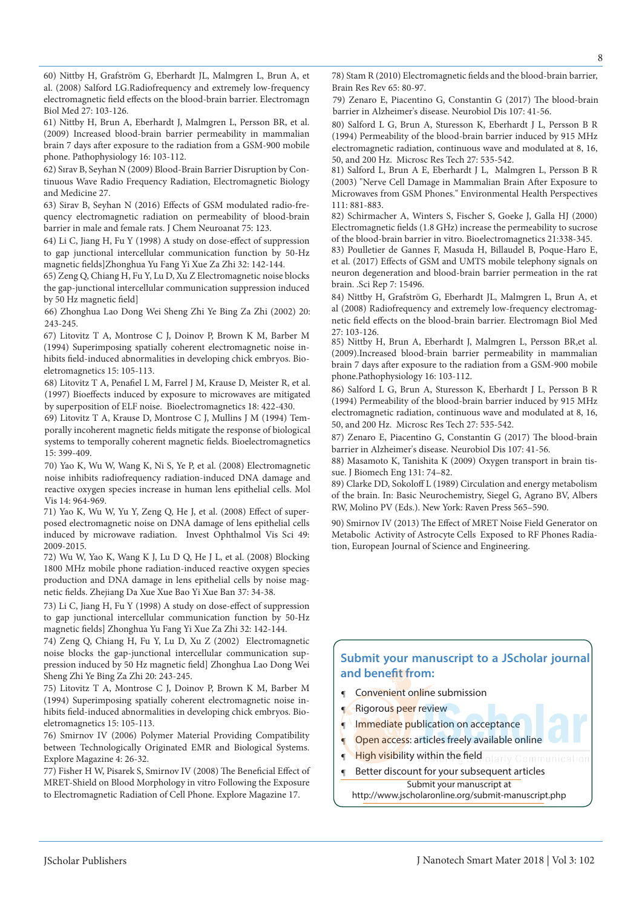60) Nittby H, Grafström G, Eberhardt JL, Malmgren L, Brun A, et al. (2008) Salford LG.Radiofrequency and extremely low-frequency electromagnetic field effects on the blood-brain barrier. Electromagn Biol Med 27: 103-126.

61) Nittby H, Brun A, Eberhardt J, Malmgren L, Persson BR, et al. (2009) Increased blood-brain barrier permeability in mammalian brain 7 days after exposure to the radiation from a GSM-900 mobile phone. Pathophysiology 16: 103-112.

62) Sırav B, Seyhan N (2009) Blood-Brain Barrier Disruption by Continuous Wave Radio Frequency Radiation, Electromagnetic Biology and Medicine 27.

63) Sirav B, Seyhan N (2016) Effects of GSM modulated radio-frequency electromagnetic radiation on permeability of blood-brain barrier in male and female rats. J Chem Neuroanat 75: 123.

64) Li C, Jiang H, Fu Y (1998) A study on dose-effect of suppression to gap junctional intercellular communication function by 50-Hz magnetic fields]Zhonghua Yu Fang Yi Xue Za Zhi 32: 142-144.

65) Zeng Q, Chiang H, Fu Y, Lu D, Xu Z Electromagnetic noise blocks the gap-junctional intercellular communication suppression induced by 50 Hz magnetic field]

66) Zhonghua Lao Dong Wei Sheng Zhi Ye Bing Za Zhi (2002) 20: 243-245.

67) Litovitz T A, Montrose C J, Doinov P, Brown K M, Barber M (1994) Superimposing spatially coherent electromagnetic noise inhibits field-induced abnormalities in developing chick embryos. Bioeletromagnetics 15: 105-113.

68) Litovitz T A, Penafiel L M, Farrel J M, Krause D, Meister R, et al. (1997) Bioeffects induced by exposure to microwaves are mitigated by superposition of ELF noise. Bioelectromagnetics 18: 422-430.

69) Litovitz T A, Krause D, Montrose C J, Mullins J M (1994) Temporally incoherent magnetic fields mitigate the response of biological systems to temporally coherent magnetic fields. Bioelectromagnetics 15: 399-409.

70) Yao K, Wu W, Wang K, Ni S, Ye P, et al. (2008) Electromagnetic noise inhibits radiofrequency radiation-induced DNA damage and reactive oxygen species increase in human lens epithelial cells. Mol Vis 14: 964-969.

71) Yao K, Wu W, Yu Y, Zeng Q, He J, et al. (2008) Effect of superposed electromagnetic noise on DNA damage of lens epithelial cells induced by microwave radiation. Invest Ophthalmol Vis Sci 49: 2009-2015.

72) Wu W, Yao K, Wang K J, Lu D Q, He J L, et al. (2008) Blocking 1800 MHz mobile phone radiation-induced reactive oxygen species production and DNA damage in lens epithelial cells by noise magnetic fields. Zhejiang Da Xue Xue Bao Yi Xue Ban 37: 34-38.

73) Li C, Jiang H, Fu Y (1998) A study on dose-effect of suppression to gap junctional intercellular communication function by 50-Hz magnetic fields] Zhonghua Yu Fang Yi Xue Za Zhi 32: 142-144.

74) Zeng Q, Chiang H, Fu Y, Lu D, Xu Z (2002) Electromagnetic noise blocks the gap-junctional intercellular communication suppression induced by 50 Hz magnetic field] Zhonghua Lao Dong Wei Sheng Zhi Ye Bing Za Zhi 20: 243-245.

75) Litovitz T A, Montrose C J, Doinov P, Brown K M, Barber M (1994) Superimposing spatially coherent electromagnetic noise inhibits field-induced abnormalities in developing chick embryos. Bioeletromagnetics 15: 105-113.

76) Smirnov IV (2006) Polymer Material Providing Compatibility between Technologically Originated EMR and Biological Systems. Explore Magazine 4: 26-32.

77) Fisher H W, Pisarek S, Smirnov IV (2008) The Beneficial Effect of MRET-Shield on Blood Morphology in vitro Following the Exposure to Electromagnetic Radiation of Cell Phone. Explore Magazine 17.

78) Stam R (2010) Electromagnetic fields and the blood-brain barrier, Brain Res Rev 65: 80-97.

79) Zenaro E, Piacentino G, Constantin G (2017) The blood-brain barrier in Alzheimer's disease. Neurobiol Dis 107: 41-56.

80) Salford L G, Brun A, Sturesson K, Eberhardt J L, Persson B R (1994) Permeability of the blood-brain barrier induced by 915 MHz electromagnetic radiation, continuous wave and modulated at 8, 16, 50, and 200 Hz. Microsc Res Tech 27: 535-542.

81) Salford L, Brun A E, Eberhardt J L, Malmgren L, Persson B R (2003) "Nerve Cell Damage in Mammalian Brain After Exposure to Microwaves from GSM Phones." Environmental Health Perspectives 111: 881-883.

82) Schirmacher A, Winters S, Fischer S, Goeke J, Galla HJ (2000) Electromagnetic fields (1.8 GHz) increase the permeability to sucrose of the blood-brain barrier in vitro. Bioelectromagnetics 21:338-345.

83) Poulletier de Gannes F, Masuda H, Billaudel B, Poque-Haro E, et al. (2017) Effects of GSM and UMTS mobile telephony signals on neuron degeneration and blood-brain barrier permeation in the rat brain. .Sci Rep 7: 15496.

84) Nittby H, Grafström G, Eberhardt JL, Malmgren L, Brun A, et al (2008) Radiofrequency and extremely low-frequency electromagnetic field effects on the blood-brain barrier. Electromagn Biol Med 27: 103-126.

85) Nittby H, Brun A, Eberhardt J, Malmgren L, Persson BR,et al. (2009).Increased blood-brain barrier permeability in mammalian brain 7 days after exposure to the radiation from a GSM-900 mobile phone.Pathophysiology 16: 103-112.

86) Salford L G, Brun A, Sturesson K, Eberhardt J L, Persson B R (1994) Permeability of the blood-brain barrier induced by 915 MHz electromagnetic radiation, continuous wave and modulated at 8, 16, 50, and 200 Hz. Microsc Res Tech 27: 535-542.

87) Zenaro E, Piacentino G, Constantin G (2017) The blood-brain barrier in Alzheimer's disease. Neurobiol Dis 107: 41-56.

88) Masamoto K, Tanishita K (2009) Oxygen transport in brain tissue. J Biomech Eng 131: 74–82.

89) Clarke DD, Sokoloff L (1989) Circulation and energy metabolism of the brain. In: Basic Neurochemistry, Siegel G, Agrano BV, Albers RW, Molino PV (Eds.). New York: Raven Press 565–590.

90) Smirnov IV (2013) The Effect of MRET Noise Field Generator on Metabolic Activity of Astrocyte Cells Exposed to RF Phones Radiation, European Journal of Science and Engineering.

**Submit your manuscript to a JScholar journal and benefit from:**

- Convenient online submission
- Rigorous peer review
- Immediate publication on acceptance
- Open access: articles freely available online
- High visibility within the field
- Better discount for your subsequent articles

Submit your manuscript at
http://www.jscholaronline.org/submit-manuscript.php